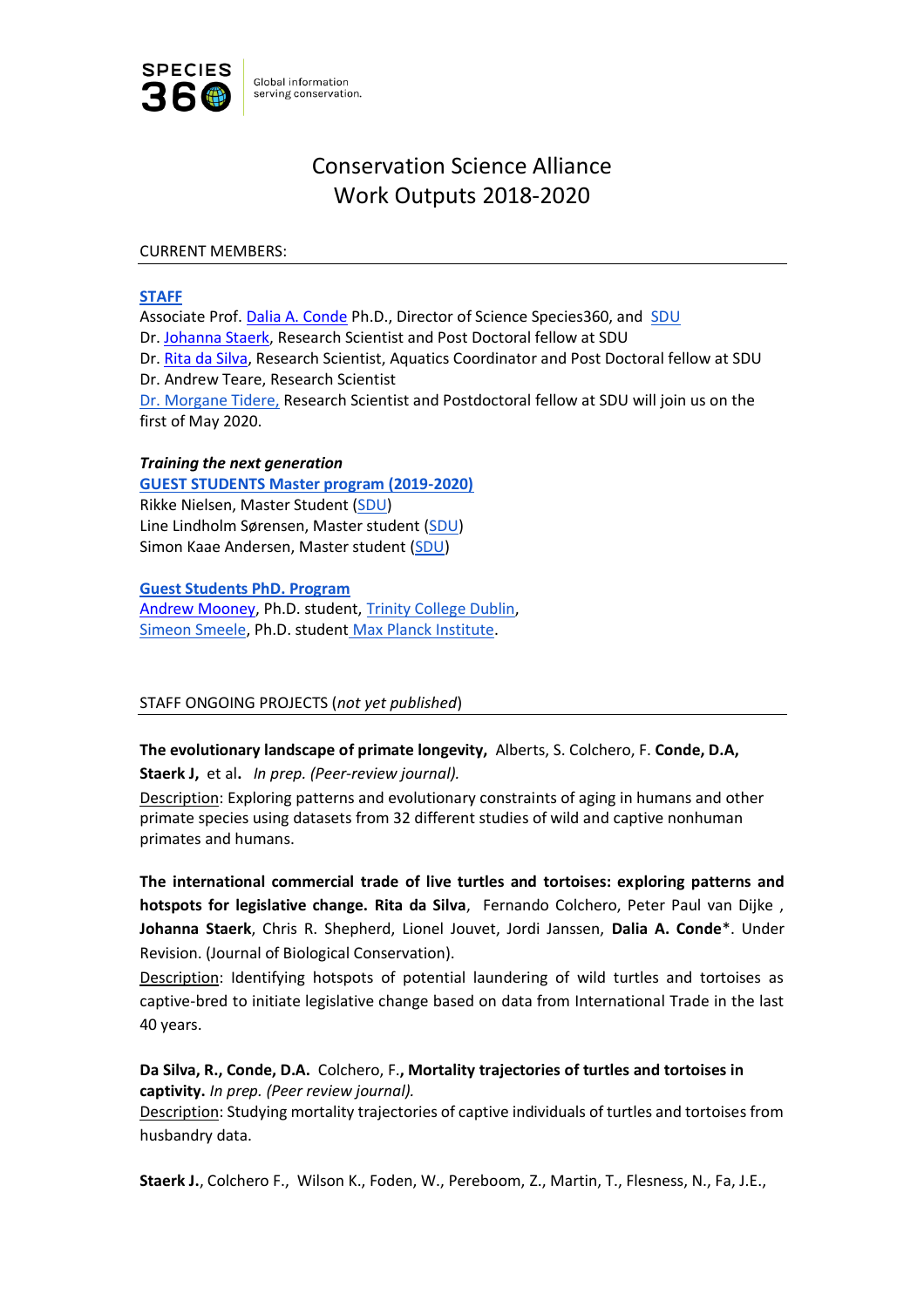SPECIES 360 Global information serving conservation.

# Conservation Science Alliance
# Work Outputs 2018-2020

CURRENT MEMBERS:

**STAFF**

Associate Prof. Dalia A. Conde Ph.D., Director of Science Species360, and SDU
Dr. Johanna Staerk, Research Scientist and Post Doctoral fellow at SDU
Dr. Rita da Silva, Research Scientist, Aquatics Coordinator and Post Doctoral fellow at SDU
Dr. Andrew Teare, Research Scientist
Dr. Morgane Tidere, Research Scientist and Postdoctoral fellow at SDU will join us on the first of May 2020.

***Training the next generation***

**GUEST STUDENTS Master program (2019-2020)**

Rikke Nielsen, Master Student (SDU)
Line Lindholm Sørensen, Master student (SDU)
Simon Kaae Andersen, Master student (SDU)

**Guest Students PhD. Program**

Andrew Mooney, Ph.D. student, Trinity College Dublin,
Simeon Smeele, Ph.D. student Max Planck Institute.

STAFF ONGOING PROJECTS (*not yet published*)

**The evolutionary landscape of primate longevity,** Alberts, S. Colchero, F. **Conde, D.A, Staerk J,** et al**.** *In prep. (Peer-review journal).*
Description: Exploring patterns and evolutionary constraints of aging in humans and other primate species using datasets from 32 different studies of wild and captive nonhuman primates and humans.

**The international commercial trade of live turtles and tortoises: exploring patterns and hotspots for legislative change. Rita da Silva**, Fernando Colchero, Peter Paul van Dijke , **Johanna Staerk**, Chris R. Shepherd, Lionel Jouvet, Jordi Janssen, **Dalia A. Conde**\*. Under Revision. (Journal of Biological Conservation).
Description: Identifying hotspots of potential laundering of wild turtles and tortoises as captive-bred to initiate legislative change based on data from International Trade in the last 40 years.

**Da Silva, R., Conde, D.A.** Colchero, F.**, Mortality trajectories of turtles and tortoises in captivity.** *In prep. (Peer review journal).*
Description: Studying mortality trajectories of captive individuals of turtles and tortoises from husbandry data.

**Staerk J.**, Colchero F., Wilson K., Foden, W., Pereboom, Z., Martin, T., Flesness, N., Fa, J.E.,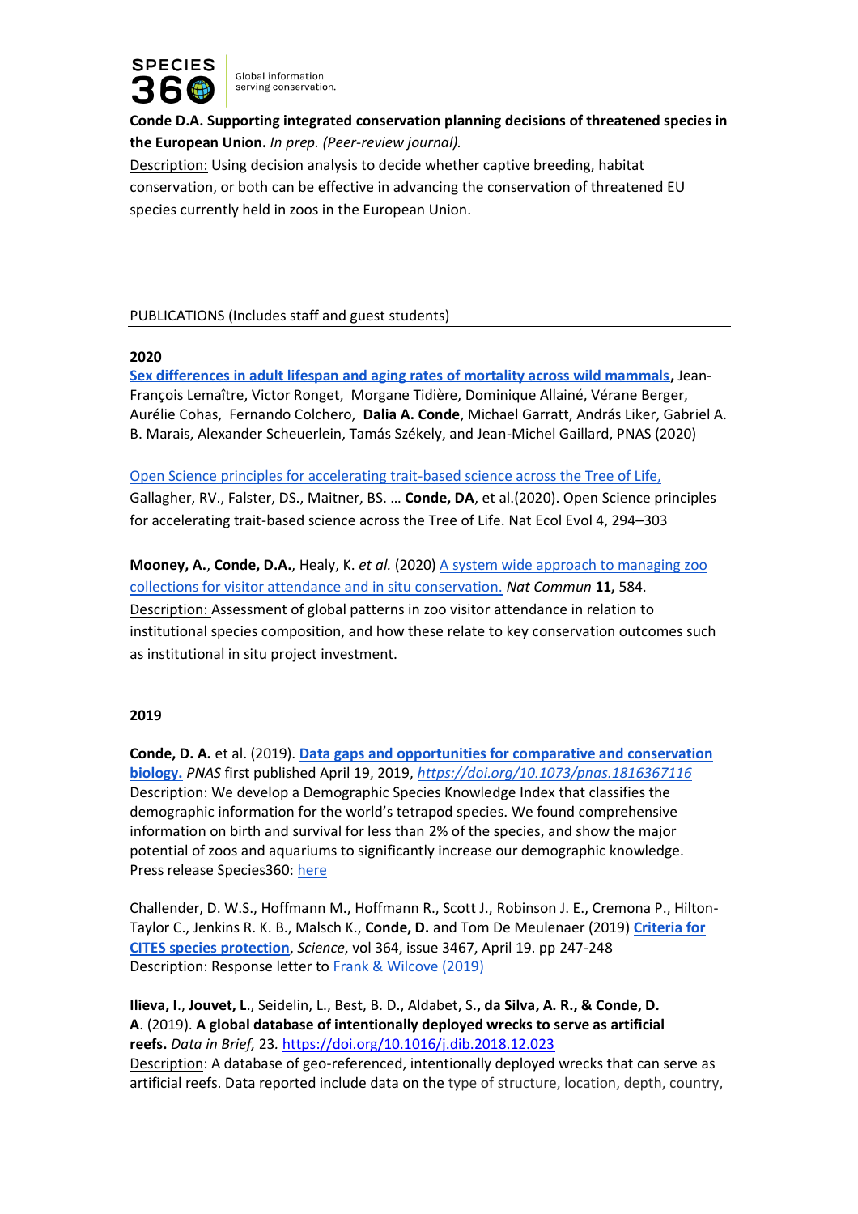**Conde D.A. Supporting integrated conservation planning decisions of threatened species in the European Union.** *In prep. (Peer-review journal).*

Description: Using decision analysis to decide whether captive breeding, habitat conservation, or both can be effective in advancing the conservation of threatened EU species currently held in zoos in the European Union.

## PUBLICATIONS (Includes staff and guest students)

### 2020

**Sex differences in adult lifespan and aging rates of mortality across wild mammals,** Jean-François Lemaître, Victor Ronget, Morgane Tidière, Dominique Allainé, Vérane Berger, Aurélie Cohas, Fernando Colchero, **Dalia A. Conde**, Michael Garratt, András Liker, Gabriel A. B. Marais, Alexander Scheuerlein, Tamás Székely, and Jean-Michel Gaillard, PNAS (2020)

Open Science principles for accelerating trait-based science across the Tree of Life, Gallagher, RV., Falster, DS., Maitner, BS. … **Conde, DA**, et al.(2020). Open Science principles for accelerating trait-based science across the Tree of Life. Nat Ecol Evol 4, 294–303

**Mooney, A.**, **Conde, D.A.**, Healy, K. *et al.* (2020) A system wide approach to managing zoo collections for visitor attendance and in situ conservation. *Nat Commun* **11,** 584.

Description: Assessment of global patterns in zoo visitor attendance in relation to institutional species composition, and how these relate to key conservation outcomes such as institutional in situ project investment.

### 2019

**Conde, D. A.** et al. (2019). **Data gaps and opportunities for comparative and conservation biology.** *PNAS* first published April 19, 2019, *https://doi.org/10.1073/pnas.1816367116*

Description: We develop a Demographic Species Knowledge Index that classifies the demographic information for the world's tetrapod species. We found comprehensive information on birth and survival for less than 2% of the species, and show the major potential of zoos and aquariums to significantly increase our demographic knowledge. Press release Species360: here

Challender, D. W.S., Hoffmann M., Hoffmann R., Scott J., Robinson J. E., Cremona P., Hilton-Taylor C., Jenkins R. K. B., Malsch K., **Conde, D.** and Tom De Meulenaer (2019) **Criteria for CITES species protection**, *Science*, vol 364, issue 3467, April 19. pp 247-248

Description: Response letter to Frank & Wilcove (2019)

**Ilieva, I.**, **Jouvet, L.**, Seidelin, L., Best, B. D., Aldabet, S.**, da Silva, A. R., & Conde, D. A**. (2019). **A global database of intentionally deployed wrecks to serve as artificial reefs.** *Data in Brief,* 23. https://doi.org/10.1016/j.dib.2018.12.023

Description: A database of geo-referenced, intentionally deployed wrecks that can serve as artificial reefs. Data reported include data on the type of structure, location, depth, country,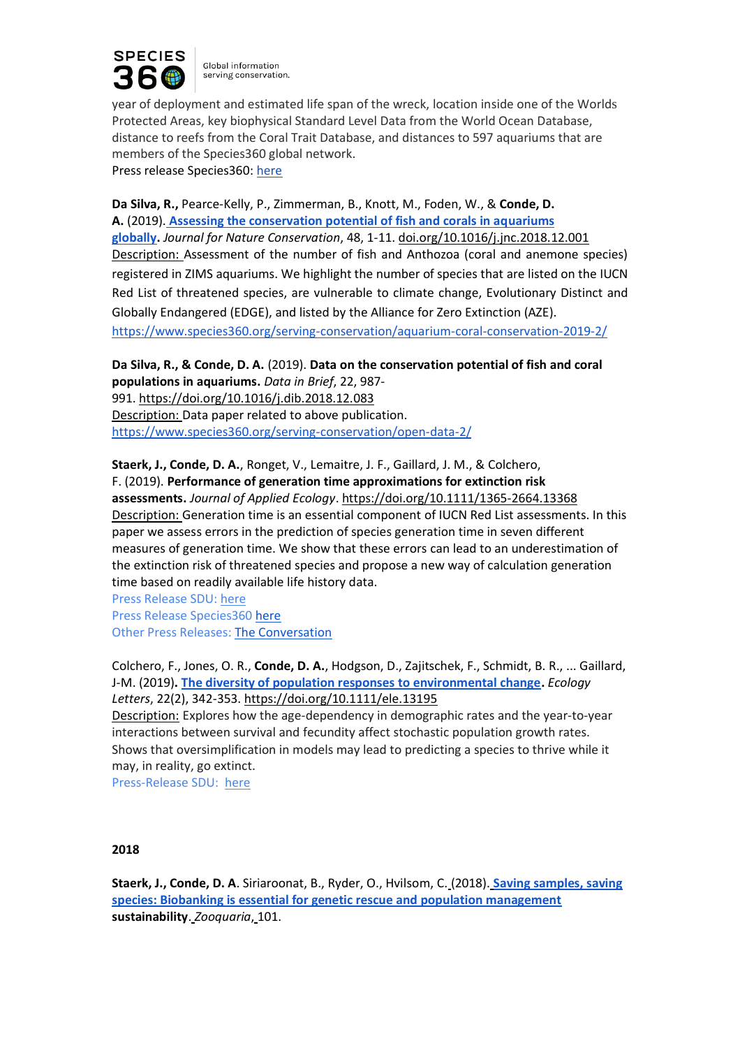year of deployment and estimated life span of the wreck, location inside one of the Worlds Protected Areas, key biophysical Standard Level Data from the World Ocean Database, distance to reefs from the Coral Trait Database, and distances to 597 aquariums that are members of the Species360 global network.
Press release Species360: here

**Da Silva, R.,** Pearce-Kelly, P., Zimmerman, B., Knott, M., Foden, W., & **Conde, D. A.** (2019). **Assessing the conservation potential of fish and corals in aquariums globally.** *Journal for Nature Conservation*, 48, 1-11. doi.org/10.1016/j.jnc.2018.12.001
Description: Assessment of the number of fish and Anthozoa (coral and anemone species) registered in ZIMS aquariums. We highlight the number of species that are listed on the IUCN Red List of threatened species, are vulnerable to climate change, Evolutionary Distinct and Globally Endangered (EDGE), and listed by the Alliance for Zero Extinction (AZE).
https://www.species360.org/serving-conservation/aquarium-coral-conservation-2019-2/

**Da Silva, R., & Conde, D. A.** (2019). **Data on the conservation potential of fish and coral populations in aquariums.** *Data in Brief*, 22, 987-991. https://doi.org/10.1016/j.dib.2018.12.083
Description: Data paper related to above publication.
https://www.species360.org/serving-conservation/open-data-2/

**Staerk, J., Conde, D. A.**, Ronget, V., Lemaitre, J. F., Gaillard, J. M., & Colchero, F. (2019). **Performance of generation time approximations for extinction risk assessments.** *Journal of Applied Ecology*. https://doi.org/10.1111/1365-2664.13368
Description: Generation time is an essential component of IUCN Red List assessments. In this paper we assess errors in the prediction of species generation time in seven different measures of generation time. We show that these errors can lead to an underestimation of the extinction risk of threatened species and propose a new way of calculation generation time based on readily available life history data.
Press Release SDU: here
Press Release Species360 here
Other Press Releases: The Conversation

Colchero, F., Jones, O. R., **Conde, D. A.**, Hodgson, D., Zajitschek, F., Schmidt, B. R., ... Gaillard, J-M. (2019)**. The diversity of population responses to environmental change.** *Ecology Letters*, 22(2), 342-353. https://doi.org/10.1111/ele.13195
Description: Explores how the age-dependency in demographic rates and the year-to-year interactions between survival and fecundity affect stochastic population growth rates. Shows that oversimplification in models may lead to predicting a species to thrive while it may, in reality, go extinct.
Press-Release SDU: here

## 2018

**Staerk, J., Conde, D. A**. Siriaroonat, B., Ryder, O., Hvilsom, C. (2018). **Saving samples, saving species: Biobanking is essential for genetic rescue and population management sustainability**. *Zooquaria*, 101.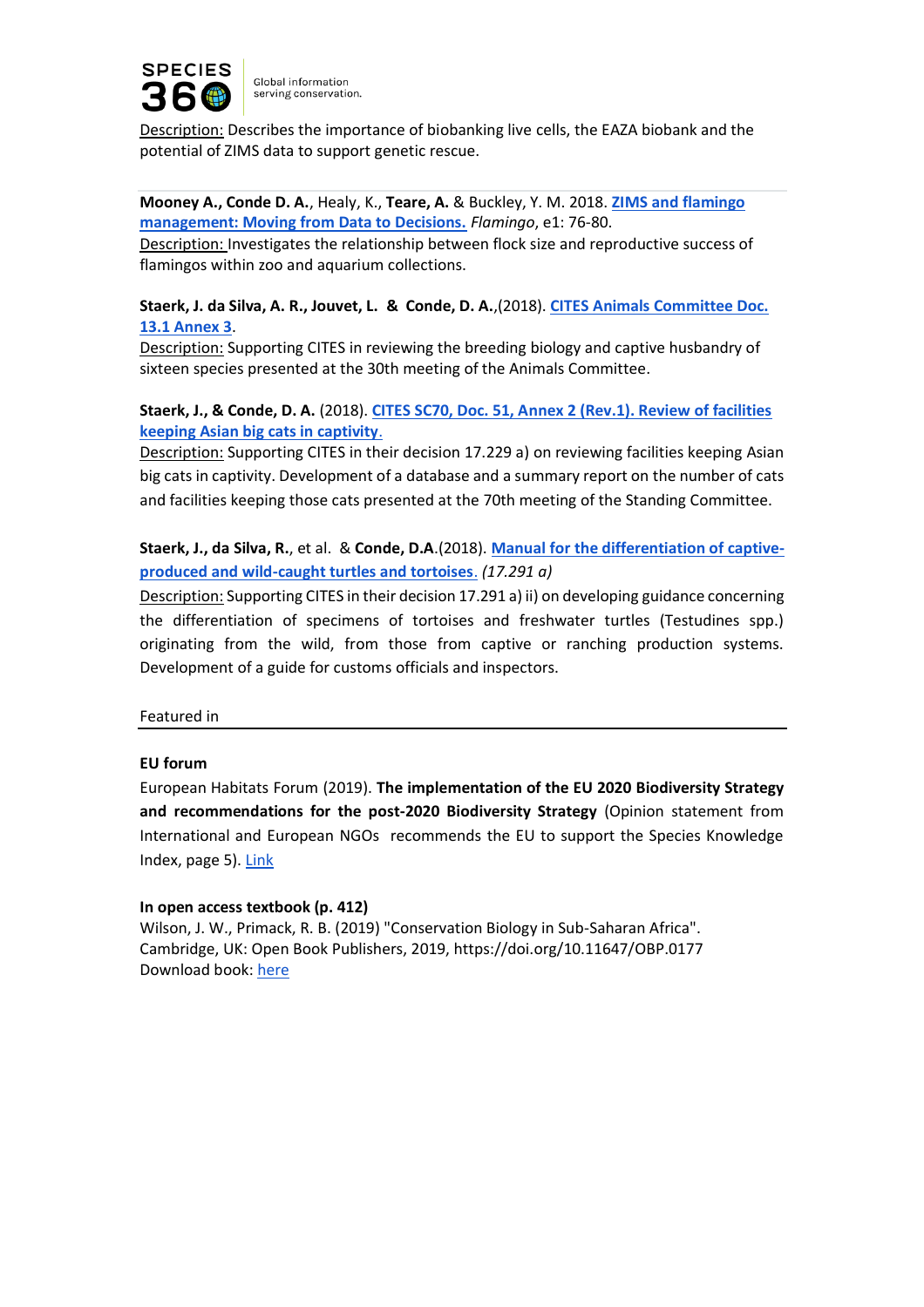Description: Describes the importance of biobanking live cells, the EAZA biobank and the potential of ZIMS data to support genetic rescue.

**Mooney A., Conde D. A.**, Healy, K., **Teare, A.** & Buckley, Y. M. 2018. **ZIMS and flamingo management: Moving from Data to Decisions.** *Flamingo*, e1: 76-80.
Description: Investigates the relationship between flock size and reproductive success of flamingos within zoo and aquarium collections.

**Staerk, J. da Silva, A. R., Jouvet, L. & Conde, D. A.**,(2018). **CITES Animals Committee Doc. 13.1 Annex 3**.
Description: Supporting CITES in reviewing the breeding biology and captive husbandry of sixteen species presented at the 30th meeting of the Animals Committee.

**Staerk, J., & Conde, D. A.** (2018). **CITES SC70, Doc. 51, Annex 2 (Rev.1). Review of facilities keeping Asian big cats in captivity**.
Description: Supporting CITES in their decision 17.229 a) on reviewing facilities keeping Asian big cats in captivity. Development of a database and a summary report on the number of cats and facilities keeping those cats presented at the 70th meeting of the Standing Committee.

**Staerk, J., da Silva, R.**, et al. & **Conde, D.A**.(2018). **Manual for the differentiation of captive-produced and wild-caught turtles and tortoises**. *(17.291 a)*
Description: Supporting CITES in their decision 17.291 a) ii) on developing guidance concerning the differentiation of specimens of tortoises and freshwater turtles (Testudines spp.) originating from the wild, from those from captive or ranching production systems. Development of a guide for customs officials and inspectors.

## Featured in

**EU forum**
European Habitats Forum (2019). **The implementation of the EU 2020 Biodiversity Strategy and recommendations for the post-2020 Biodiversity Strategy** (Opinion statement from International and European NGOs recommends the EU to support the Species Knowledge Index, page 5). Link

**In open access textbook (p. 412)**
Wilson, J. W., Primack, R. B. (2019) "Conservation Biology in Sub-Saharan Africa". Cambridge, UK: Open Book Publishers, 2019, https://doi.org/10.11647/OBP.0177
Download book: here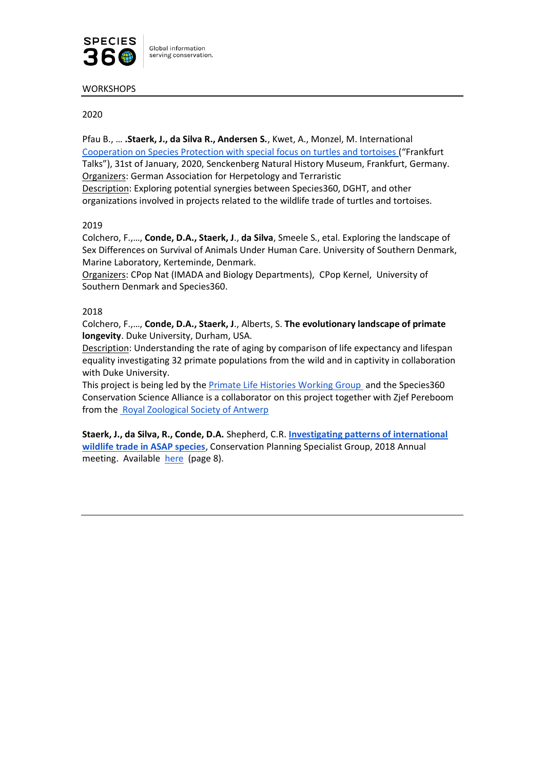WORKSHOPS

2020

Pfau B., … **.Staerk, J., da Silva R., Andersen S.**, Kwet, A., Monzel, M. International Cooperation on Species Protection with special focus on turtles and tortoises ("Frankfurt Talks"), 31st of January, 2020, Senckenberg Natural History Museum, Frankfurt, Germany.
Organizers: German Association for Herpetology and Terraristic
Description: Exploring potential synergies between Species360, DGHT, and other organizations involved in projects related to the wildlife trade of turtles and tortoises.

2019

Colchero, F.,…, **Conde, D.A., Staerk, J**., **da Silva**, Smeele S., etal. Exploring the landscape of Sex Differences on Survival of Animals Under Human Care. University of Southern Denmark, Marine Laboratory, Kerteminde, Denmark.
Organizers: CPop Nat (IMADA and Biology Departments), CPop Kernel, University of Southern Denmark and Species360.

2018

Colchero, F.,…, **Conde, D.A., Staerk, J**., Alberts, S. **The evolutionary landscape of primate longevity**. Duke University, Durham, USA.
Description: Understanding the rate of aging by comparison of life expectancy and lifespan equality investigating 32 primate populations from the wild and in captivity in collaboration with Duke University.
This project is being led by the Primate Life Histories Working Group and the Species360 Conservation Science Alliance is a collaborator on this project together with Zjef Pereboom from the Royal Zoological Society of Antwerp

**Staerk, J., da Silva, R., Conde, D.A.** Shepherd, C.R. **Investigating patterns of international wildlife trade in ASAP species**, Conservation Planning Specialist Group, 2018 Annual meeting. Available here (page 8).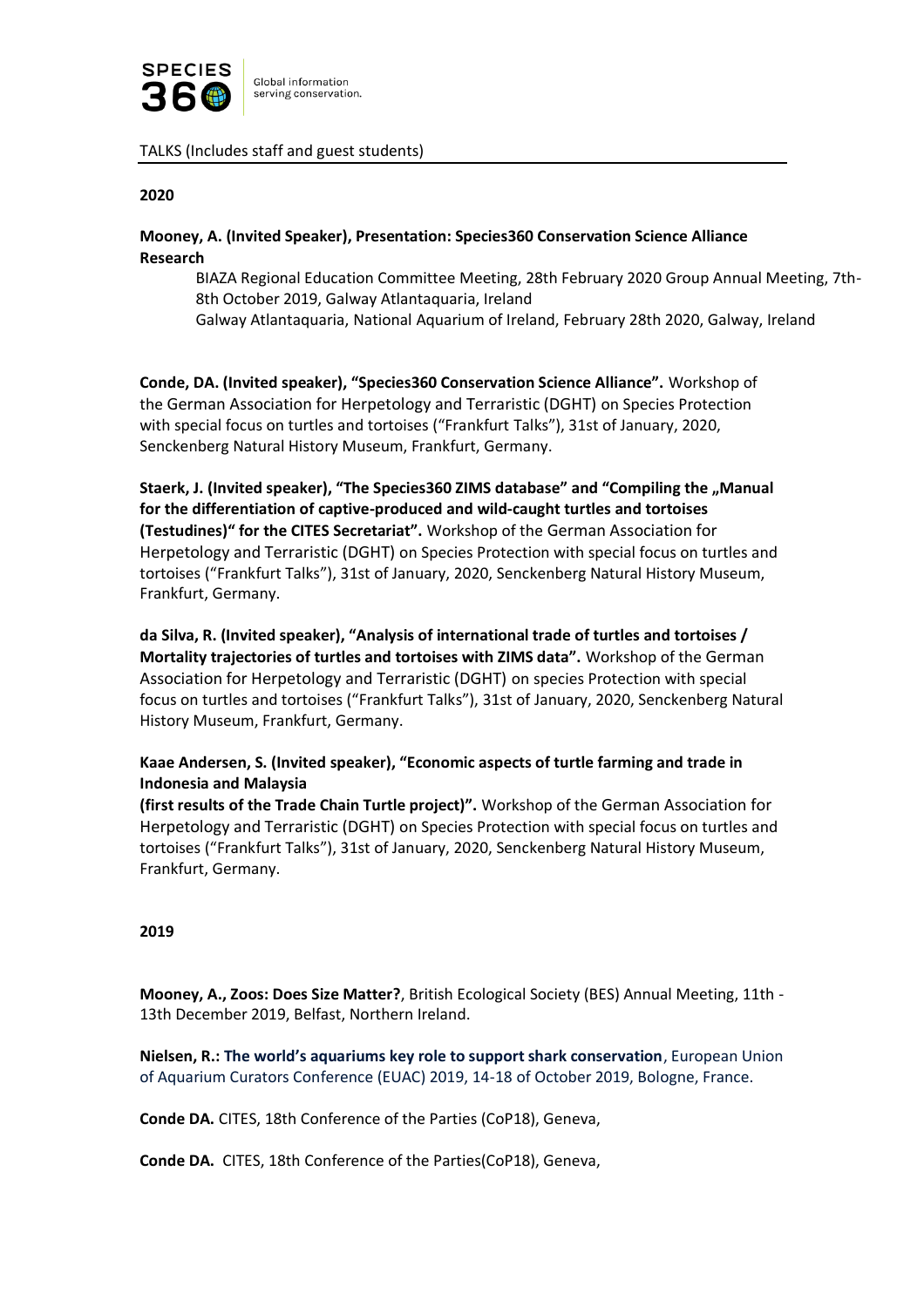TALKS (Includes staff and guest students)

**2020**

**Mooney, A. (Invited Speaker), Presentation: Species360 Conservation Science Alliance Research**

BIAZA Regional Education Committee Meeting, 28th February 2020 Group Annual Meeting, 7th-8th October 2019, Galway Atlantaquaria, Ireland
Galway Atlantaquaria, National Aquarium of Ireland, February 28th 2020, Galway, Ireland

**Conde, DA. (Invited speaker), "Species360 Conservation Science Alliance".** Workshop of the German Association for Herpetology and Terraristic (DGHT) on Species Protection with special focus on turtles and tortoises ("Frankfurt Talks"), 31st of January, 2020, Senckenberg Natural History Museum, Frankfurt, Germany.

**Staerk, J. (Invited speaker), "The Species360 ZIMS database" and "Compiling the „Manual for the differentiation of captive-produced and wild-caught turtles and tortoises (Testudines)" for the CITES Secretariat".** Workshop of the German Association for Herpetology and Terraristic (DGHT) on Species Protection with special focus on turtles and tortoises ("Frankfurt Talks"), 31st of January, 2020, Senckenberg Natural History Museum, Frankfurt, Germany.

**da Silva, R. (Invited speaker), "Analysis of international trade of turtles and tortoises / Mortality trajectories of turtles and tortoises with ZIMS data".** Workshop of the German Association for Herpetology and Terraristic (DGHT) on species Protection with special focus on turtles and tortoises ("Frankfurt Talks"), 31st of January, 2020, Senckenberg Natural History Museum, Frankfurt, Germany.

**Kaae Andersen, S. (Invited speaker), "Economic aspects of turtle farming and trade in Indonesia and Malaysia (first results of the Trade Chain Turtle project)".** Workshop of the German Association for Herpetology and Terraristic (DGHT) on Species Protection with special focus on turtles and tortoises ("Frankfurt Talks"), 31st of January, 2020, Senckenberg Natural History Museum, Frankfurt, Germany.

**2019**

**Mooney, A., Zoos: Does Size Matter?**, British Ecological Society (BES) Annual Meeting, 11th - 13th December 2019, Belfast, Northern Ireland.

**Nielsen, R.: The world's aquariums key role to support shark conservation**, European Union of Aquarium Curators Conference (EUAC) 2019, 14-18 of October 2019, Bologne, France.

**Conde DA.** CITES, 18th Conference of the Parties (CoP18), Geneva,

**Conde DA.** CITES, 18th Conference of the Parties(CoP18), Geneva,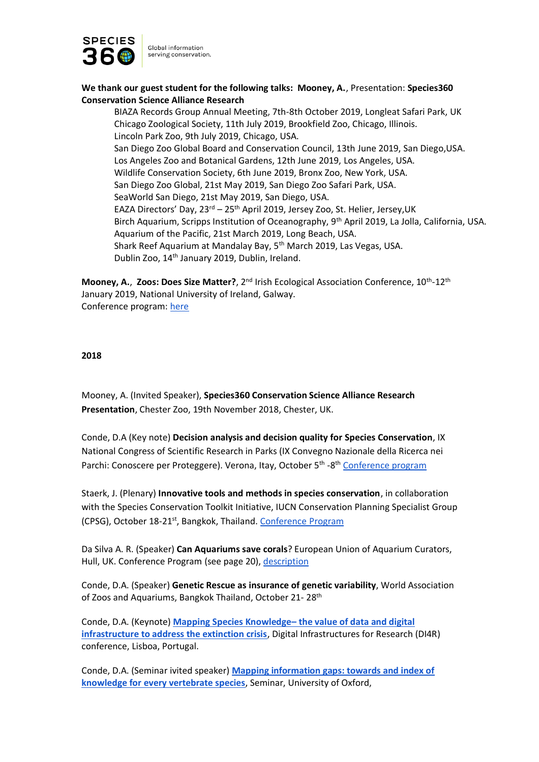**We thank our guest student for the following talks: Mooney, A.**, Presentation: **Species360 Conservation Science Alliance Research**

BIAZA Records Group Annual Meeting, 7th-8th October 2019, Longleat Safari Park, UK
Chicago Zoological Society, 11th July 2019, Brookfield Zoo, Chicago, Illinois.
Lincoln Park Zoo, 9th July 2019, Chicago, USA.
San Diego Zoo Global Board and Conservation Council, 13th June 2019, San Diego,USA.
Los Angeles Zoo and Botanical Gardens, 12th June 2019, Los Angeles, USA.
Wildlife Conservation Society, 6th June 2019, Bronx Zoo, New York, USA.
San Diego Zoo Global, 21st May 2019, San Diego Zoo Safari Park, USA.
SeaWorld San Diego, 21st May 2019, San Diego, USA.
EAZA Directors' Day, 23rd – 25th April 2019, Jersey Zoo, St. Helier, Jersey,UK
Birch Aquarium, Scripps Institution of Oceanography, 9th April 2019, La Jolla, California, USA.
Aquarium of the Pacific, 21st March 2019, Long Beach, USA.
Shark Reef Aquarium at Mandalay Bay, 5th March 2019, Las Vegas, USA.
Dublin Zoo, 14th January 2019, Dublin, Ireland.

**Mooney, A.**, **Zoos: Does Size Matter?**, 2nd Irish Ecological Association Conference, 10th-12th January 2019, National University of Ireland, Galway.
Conference program: here

**2018**

Mooney, A. (Invited Speaker), **Species360 Conservation Science Alliance Research Presentation**, Chester Zoo, 19th November 2018, Chester, UK.

Conde, D.A (Key note) **Decision analysis and decision quality for Species Conservation**, IX National Congress of Scientific Research in Parks (IX Convegno Nazionale della Ricerca nei Parchi: Conoscere per Proteggere). Verona, Itay, October 5th -8th Conference program

Staerk, J. (Plenary) **Innovative tools and methods in species conservation**, in collaboration with the Species Conservation Toolkit Initiative, IUCN Conservation Planning Specialist Group (CPSG), October 18-21st, Bangkok, Thailand. Conference Program

Da Silva A. R. (Speaker) **Can Aquariums save corals**? European Union of Aquarium Curators, Hull, UK. Conference Program (see page 20), description

Conde, D.A. (Speaker) **Genetic Rescue as insurance of genetic variability**, World Association of Zoos and Aquariums, Bangkok Thailand, October 21- 28th

Conde, D.A. (Keynote) **Mapping Species Knowledge– the value of data and digital infrastructure to address the extinction crisis**, Digital Infrastructures for Research (DI4R) conference, Lisboa, Portugal.

Conde, D.A. (Seminar ivited speaker) **Mapping information gaps: towards and index of knowledge for every vertebrate species**, Seminar, University of Oxford,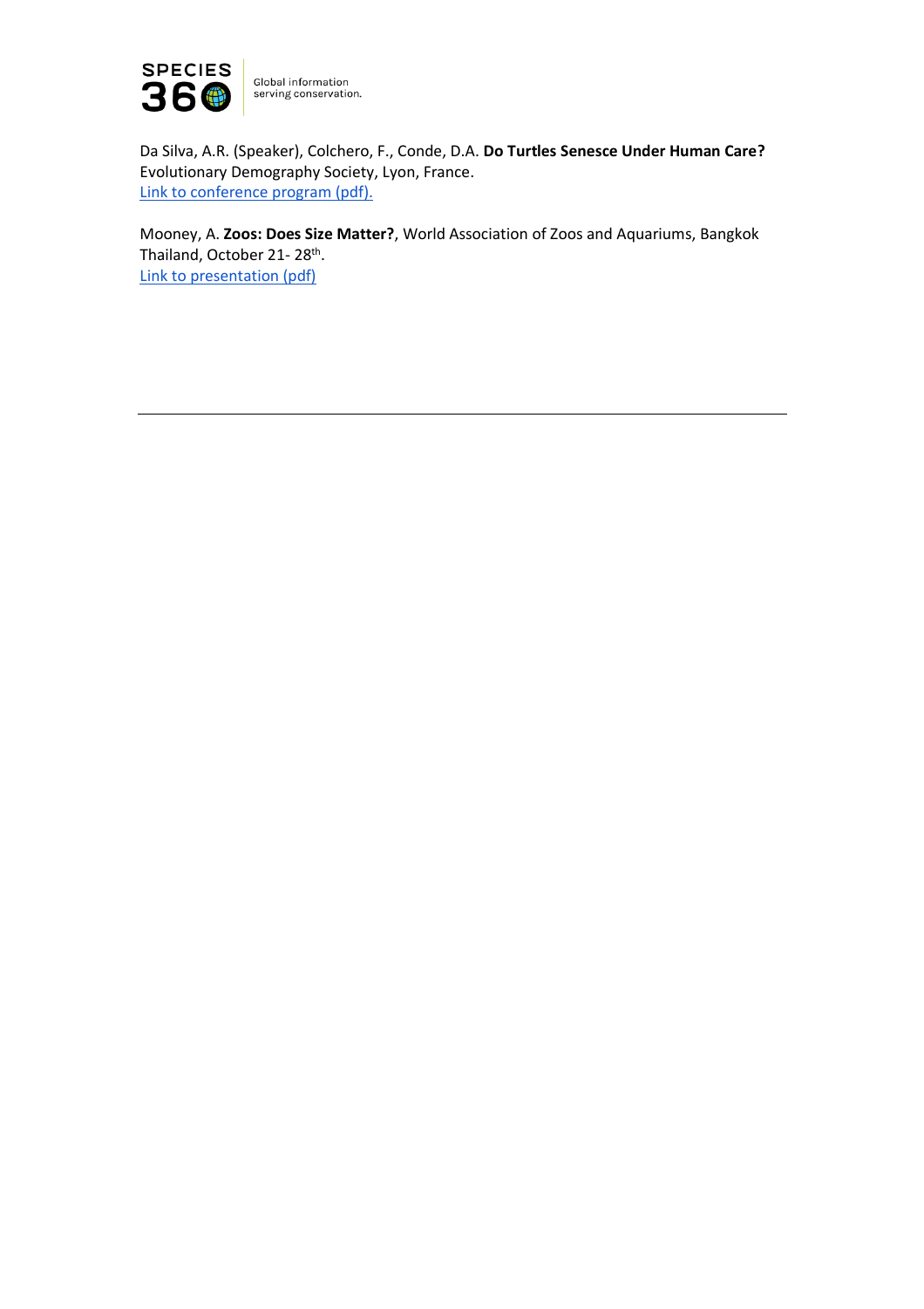Da Silva, A.R. (Speaker), Colchero, F., Conde, D.A. **Do Turtles Senesce Under Human Care?** Evolutionary Demography Society, Lyon, France.
[Link to conference program (pdf).]

Mooney, A. **Zoos: Does Size Matter?**, World Association of Zoos and Aquariums, Bangkok Thailand, October 21- 28th.
[Link to presentation (pdf)]

---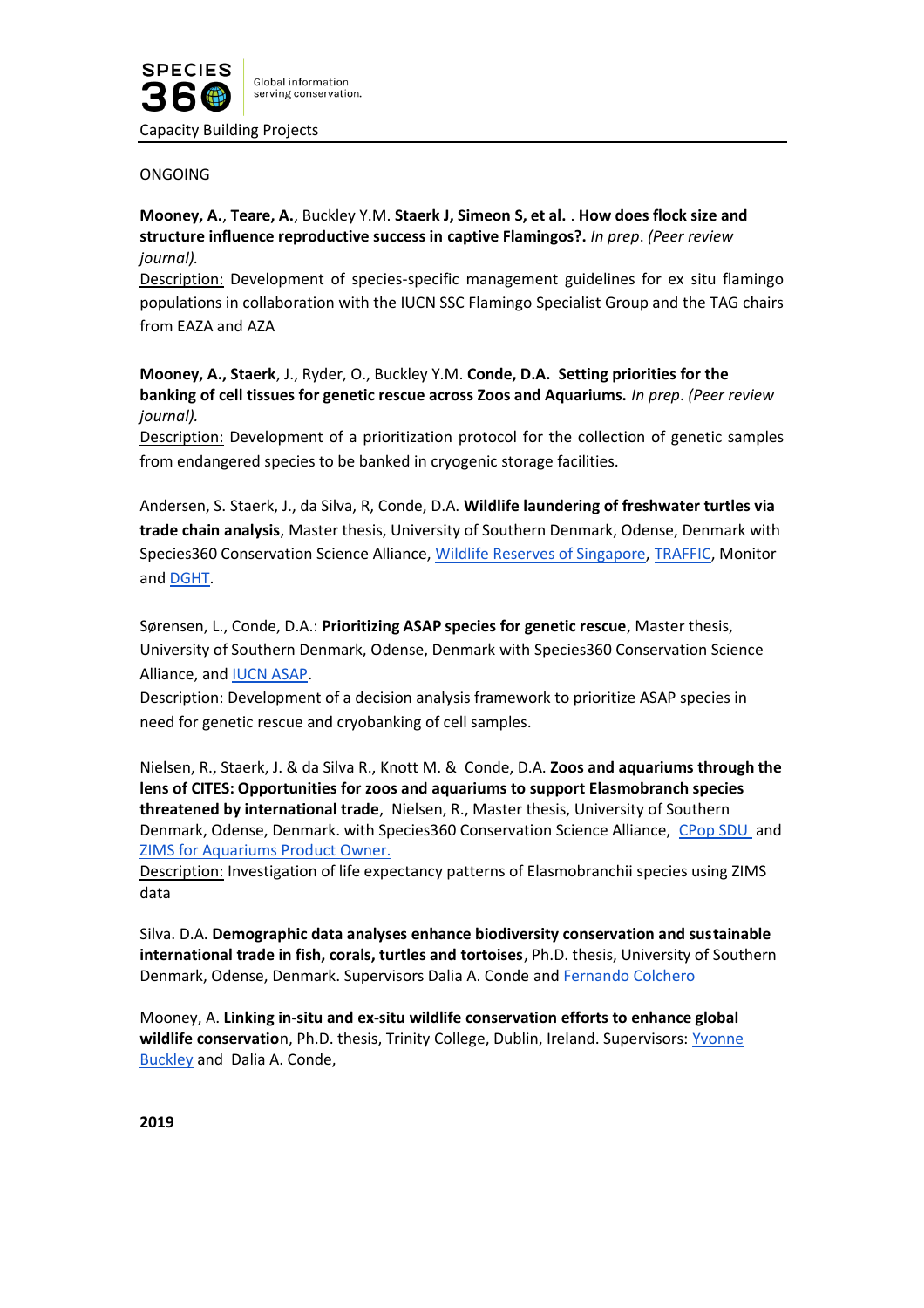ONGOING

**Mooney, A.**, **Teare, A.**, Buckley Y.M. **Staerk J, Simeon S, et al.** . **How does flock size and structure influence reproductive success in captive Flamingos?.** *In prep*. *(Peer review journal).*

Description: Development of species-specific management guidelines for ex situ flamingo populations in collaboration with the IUCN SSC Flamingo Specialist Group and the TAG chairs from EAZA and AZA

**Mooney, A., Staerk**, J., Ryder, O., Buckley Y.M. **Conde, D.A. Setting priorities for the banking of cell tissues for genetic rescue across Zoos and Aquariums.** *In prep*. *(Peer review journal).*

Description: Development of a prioritization protocol for the collection of genetic samples from endangered species to be banked in cryogenic storage facilities.

Andersen, S. Staerk, J., da Silva, R, Conde, D.A. **Wildlife laundering of freshwater turtles via trade chain analysis**, Master thesis, University of Southern Denmark, Odense, Denmark with Species360 Conservation Science Alliance, Wildlife Reserves of Singapore, TRAFFIC, Monitor and DGHT.

Sørensen, L., Conde, D.A.: **Prioritizing ASAP species for genetic rescue**, Master thesis, University of Southern Denmark, Odense, Denmark with Species360 Conservation Science Alliance, and IUCN ASAP.

Description: Development of a decision analysis framework to prioritize ASAP species in need for genetic rescue and cryobanking of cell samples.

Nielsen, R., Staerk, J. & da Silva R., Knott M. & Conde, D.A. **Zoos and aquariums through the lens of CITES: Opportunities for zoos and aquariums to support Elasmobranch species threatened by international trade**, Nielsen, R., Master thesis, University of Southern Denmark, Odense, Denmark. with Species360 Conservation Science Alliance, CPop SDU and ZIMS for Aquariums Product Owner.

Description: Investigation of life expectancy patterns of Elasmobranchii species using ZIMS data

Silva. D.A. **Demographic data analyses enhance biodiversity conservation and sustainable international trade in fish, corals, turtles and tortoises**, Ph.D. thesis, University of Southern Denmark, Odense, Denmark. Supervisors Dalia A. Conde and Fernando Colchero

Mooney, A. **Linking in-situ and ex-situ wildlife conservation efforts to enhance global wildlife conservatio**n, Ph.D. thesis, Trinity College, Dublin, Ireland. Supervisors: Yvonne Buckley and Dalia A. Conde,

**2019**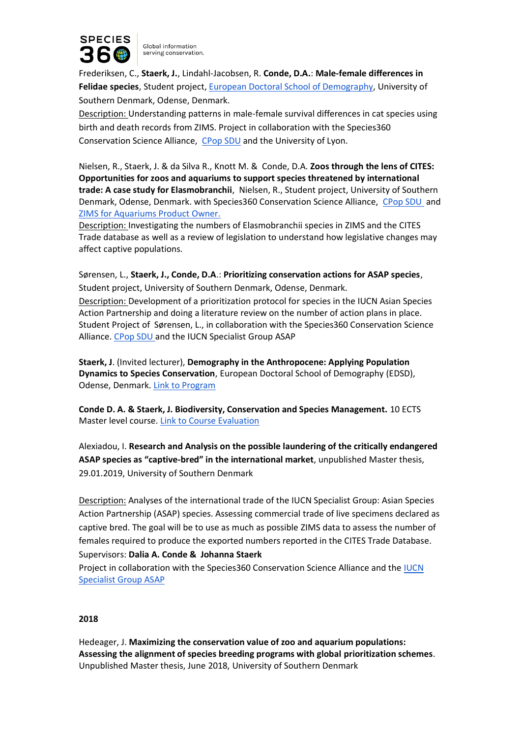Frederiksen, C., **Staerk, J.**, Lindahl-Jacobsen, R. **Conde, D.A.**: **Male-female differences in Felidae species**, Student project, [European Doctoral School of Demography](), University of Southern Denmark, Odense, Denmark.

Description: Understanding patterns in male-female survival differences in cat species using birth and death records from ZIMS. Project in collaboration with the Species360 Conservation Science Alliance, [CPop SDU]() and the University of Lyon.

Nielsen, R., Staerk, J. & da Silva R., Knott M. & Conde, D.A. **Zoos through the lens of CITES: Opportunities for zoos and aquariums to support species threatened by international trade: A case study for Elasmobranchii**, Nielsen, R., Student project, University of Southern Denmark, Odense, Denmark. with Species360 Conservation Science Alliance, [CPop SDU]() and [ZIMS for Aquariums Product Owner.]()

Description: Investigating the numbers of Elasmobranchii species in ZIMS and the CITES Trade database as well as a review of legislation to understand how legislative changes may affect captive populations.

Sørensen, L., **Staerk, J., Conde, D.A**.: **Prioritizing conservation actions for ASAP species**, Student project, University of Southern Denmark, Odense, Denmark.

Description: Development of a prioritization protocol for species in the IUCN Asian Species Action Partnership and doing a literature review on the number of action plans in place. Student Project of Sørensen, L., in collaboration with the Species360 Conservation Science Alliance. [CPop SDU]() and the IUCN Specialist Group ASAP

**Staerk, J**. (Invited lecturer), **Demography in the Anthropocene: Applying Population Dynamics to Species Conservation**, European Doctoral School of Demography (EDSD), Odense, Denmark. [Link to Program]()

**Conde D. A. & Staerk, J. Biodiversity, Conservation and Species Management.** 10 ECTS Master level course. [Link to Course Evaluation]()

Alexiadou, I. **Research and Analysis on the possible laundering of the critically endangered ASAP species as "captive-bred" in the international market**, unpublished Master thesis, 29.01.2019, University of Southern Denmark

Description: Analyses of the international trade of the IUCN Specialist Group: Asian Species Action Partnership (ASAP) species. Assessing commercial trade of live specimens declared as captive bred. The goal will be to use as much as possible ZIMS data to assess the number of females required to produce the exported numbers reported in the CITES Trade Database.
Supervisors: **Dalia A. Conde & Johanna Staerk**
Project in collaboration with the Species360 Conservation Science Alliance and the [IUCN Specialist Group ASAP]()

**2018**

Hedeager, J. **Maximizing the conservation value of zoo and aquarium populations: Assessing the alignment of species breeding programs with global prioritization schemes**. Unpublished Master thesis, June 2018, University of Southern Denmark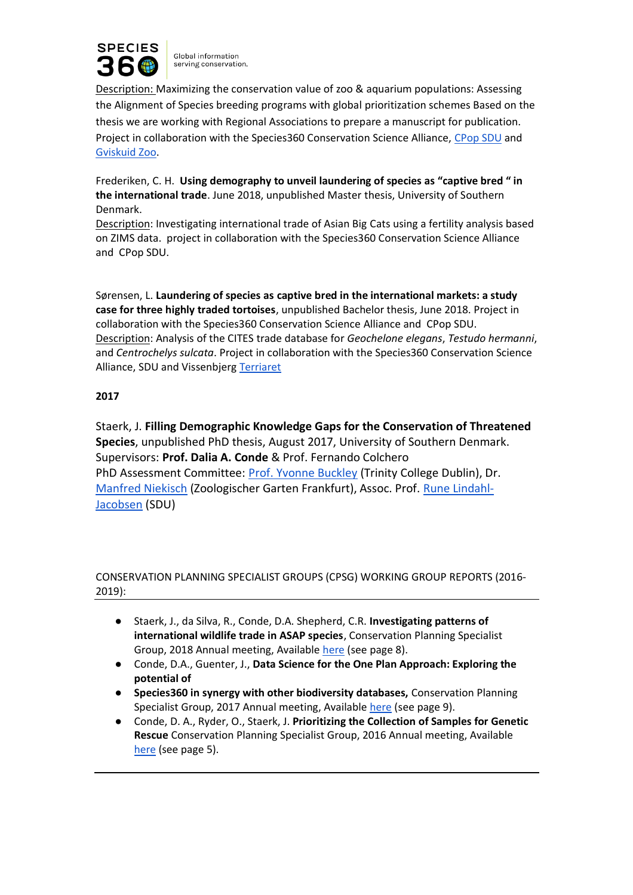Description: Maximizing the conservation value of zoo & aquarium populations: Assessing the Alignment of Species breeding programs with global prioritization schemes Based on the thesis we are working with Regional Associations to prepare a manuscript for publication. Project in collaboration with the Species360 Conservation Science Alliance, CPop SDU and Gviskuid Zoo.

Frederiken, C. H. **Using demography to unveil laundering of species as "captive bred " in the international trade**. June 2018, unpublished Master thesis, University of Southern Denmark.
Description: Investigating international trade of Asian Big Cats using a fertility analysis based on ZIMS data. project in collaboration with the Species360 Conservation Science Alliance and CPop SDU.

Sørensen, L. **Laundering of species as captive bred in the international markets: a study case for three highly traded tortoises**, unpublished Bachelor thesis, June 2018. Project in collaboration with the Species360 Conservation Science Alliance and CPop SDU.
Description: Analysis of the CITES trade database for *Geochelone elegans*, *Testudo hermanni*, and *Centrochelys sulcata*. Project in collaboration with the Species360 Conservation Science Alliance, SDU and Vissenbjerg Terriaret

**2017**

Staerk, J. **Filling Demographic Knowledge Gaps for the Conservation of Threatened Species**, unpublished PhD thesis, August 2017, University of Southern Denmark.
Supervisors: **Prof. Dalia A. Conde** & Prof. Fernando Colchero
PhD Assessment Committee: Prof. Yvonne Buckley (Trinity College Dublin), Dr. Manfred Niekisch (Zoologischer Garten Frankfurt), Assoc. Prof. Rune Lindahl-Jacobsen (SDU)

CONSERVATION PLANNING SPECIALIST GROUPS (CPSG) WORKING GROUP REPORTS (2016-2019):

- Staerk, J., da Silva, R., Conde, D.A. Shepherd, C.R. **Investigating patterns of international wildlife trade in ASAP species**, Conservation Planning Specialist Group, 2018 Annual meeting, Available here (see page 8).
- Conde, D.A., Guenter, J., **Data Science for the One Plan Approach: Exploring the potential of**
- **Species360 in synergy with other biodiversity databases,** Conservation Planning Specialist Group, 2017 Annual meeting, Available here (see page 9).
- Conde, D. A., Ryder, O., Staerk, J. **Prioritizing the Collection of Samples for Genetic Rescue** Conservation Planning Specialist Group, 2016 Annual meeting, Available here (see page 5).